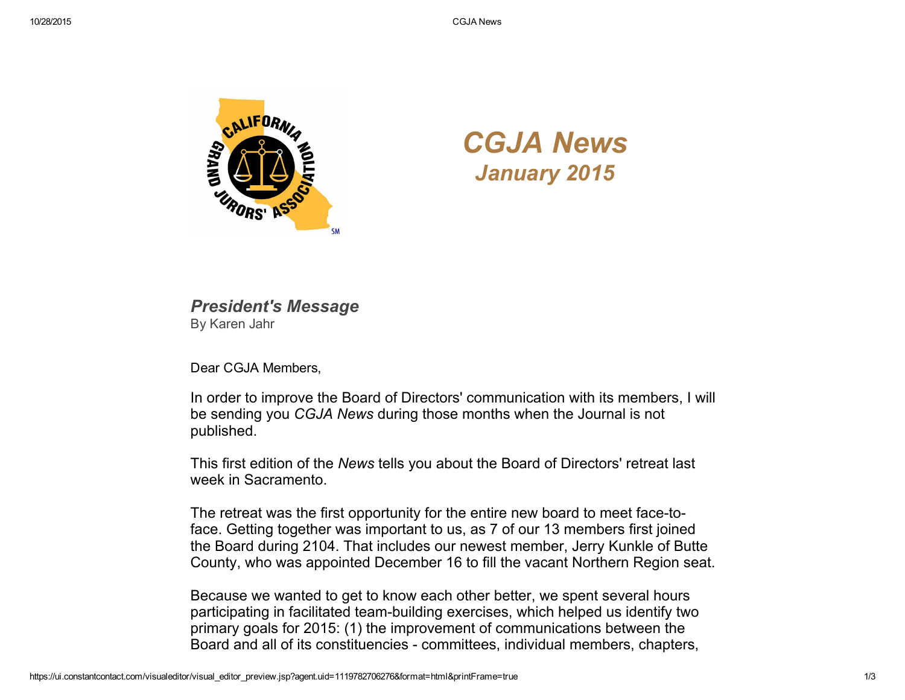# CGJA News
## January 2015

### President's Message
By Karen Jahr

Dear CGJA Members,

In order to improve the Board of Directors' communication with its members, I will be sending you *CGJA News* during those months when the Journal is not published.

This first edition of the *News* tells you about the Board of Directors' retreat last week in Sacramento.

The retreat was the first opportunity for the entire new board to meet face-to-face. Getting together was important to us, as 7 of our 13 members first joined the Board during 2104. That includes our newest member, Jerry Kunkle of Butte County, who was appointed December 16 to fill the vacant Northern Region seat.

Because we wanted to get to know each other better, we spent several hours participating in facilitated team-building exercises, which helped us identify two primary goals for 2015: (1) the improvement of communications between the Board and all of its constituencies - committees, individual members, chapters,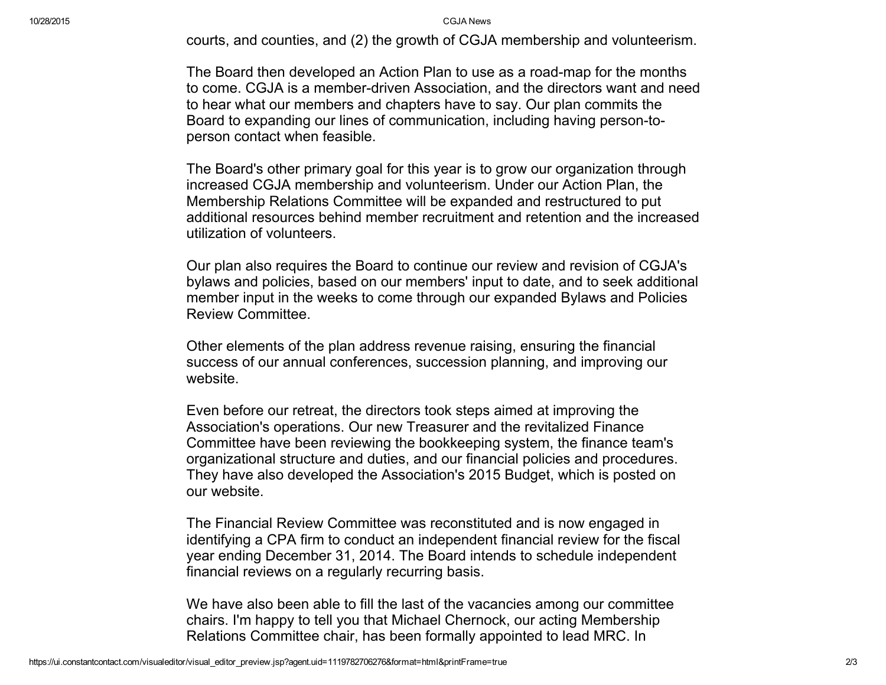courts, and counties, and (2) the growth of CGJA membership and volunteerism.

The Board then developed an Action Plan to use as a road-map for the months to come. CGJA is a member-driven Association, and the directors want and need to hear what our members and chapters have to say. Our plan commits the Board to expanding our lines of communication, including having person-to-person contact when feasible.

The Board's other primary goal for this year is to grow our organization through increased CGJA membership and volunteerism. Under our Action Plan, the Membership Relations Committee will be expanded and restructured to put additional resources behind member recruitment and retention and the increased utilization of volunteers.

Our plan also requires the Board to continue our review and revision of CGJA's bylaws and policies, based on our members' input to date, and to seek additional member input in the weeks to come through our expanded Bylaws and Policies Review Committee.

Other elements of the plan address revenue raising, ensuring the financial success of our annual conferences, succession planning, and improving our website.

Even before our retreat, the directors took steps aimed at improving the Association's operations. Our new Treasurer and the revitalized Finance Committee have been reviewing the bookkeeping system, the finance team's organizational structure and duties, and our financial policies and procedures. They have also developed the Association's 2015 Budget, which is posted on our website.

The Financial Review Committee was reconstituted and is now engaged in identifying a CPA firm to conduct an independent financial review for the fiscal year ending December 31, 2014. The Board intends to schedule independent financial reviews on a regularly recurring basis.

We have also been able to fill the last of the vacancies among our committee chairs. I'm happy to tell you that Michael Chernock, our acting Membership Relations Committee chair, has been formally appointed to lead MRC. In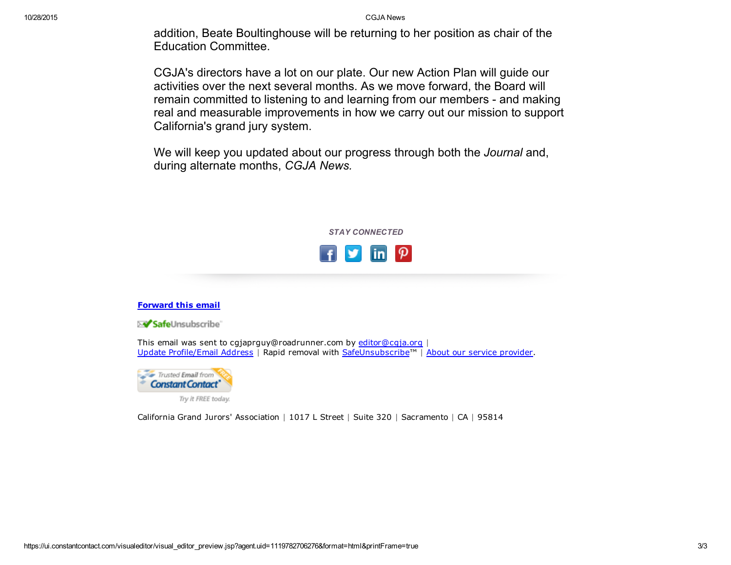addition, Beate Boultinghouse will be returning to her position as chair of the Education Committee.

CGJA's directors have a lot on our plate. Our new Action Plan will guide our activities over the next several months. As we move forward, the Board will remain committed to listening to and learning from our members - and making real and measurable improvements in how we carry out our mission to support California's grand jury system.

We will keep you updated about our progress through both the *Journal* and, during alternate months, *CGJA News.*

***STAY CONNECTED***

**Forward this email**

SafeUnsubscribe

This email was sent to cgjaprguy@roadrunner.com by editor@cgja.org | Update Profile/Email Address | Rapid removal with SafeUnsubscribe™ | About our service provider.

Trusted Email from Constant Contact — Try it FREE today.

California Grand Jurors' Association | 1017 L Street | Suite 320 | Sacramento | CA | 95814